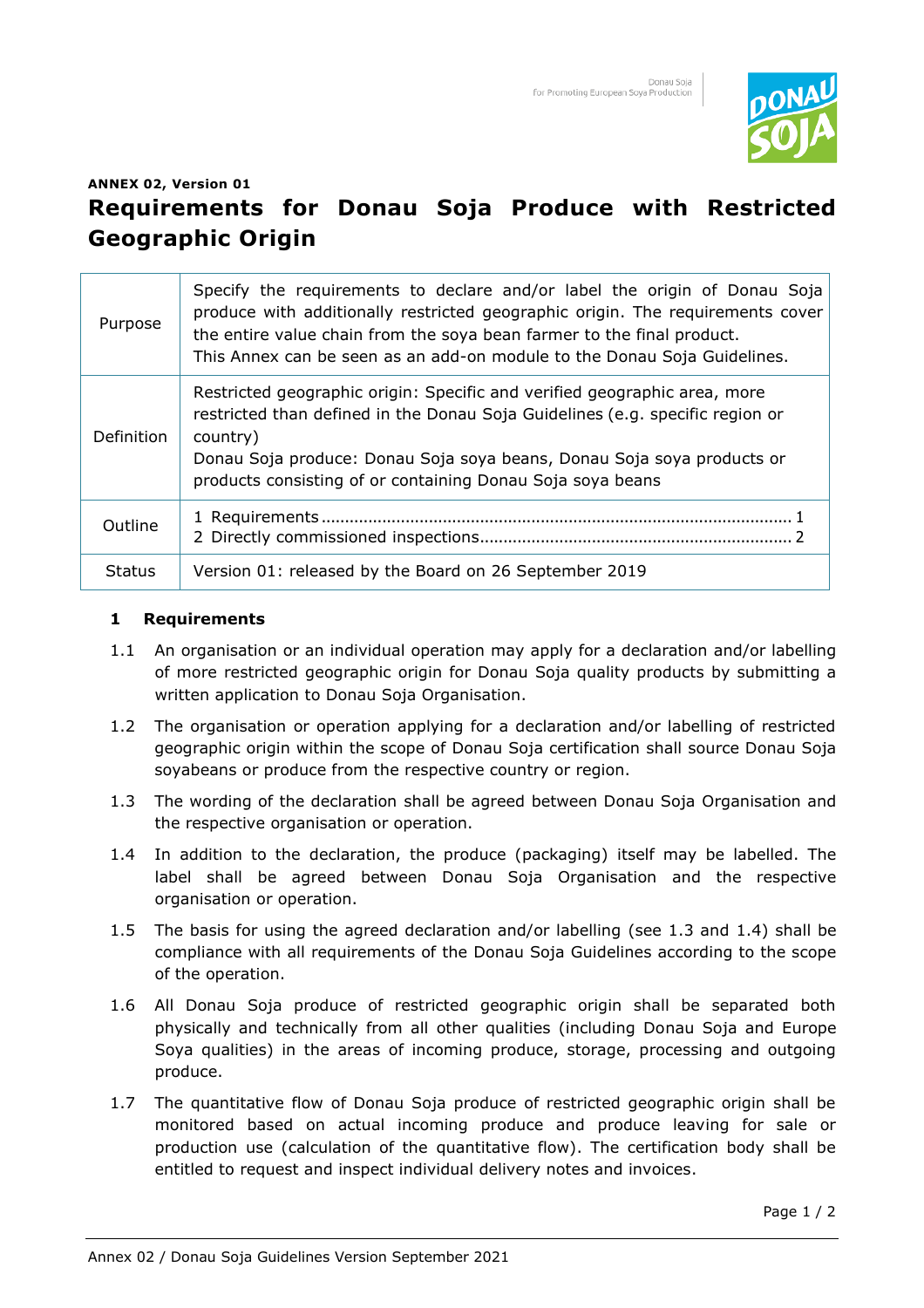**ANNEX 02, Version 01**

# Requirements for Donau Soja Produce with Restricted Geographic Origin

| | |
|---|---|
| Purpose | Specify the requirements to declare and/or label the origin of Donau Soja produce with additionally restricted geographic origin. The requirements cover the entire value chain from the soya bean farmer to the final product. This Annex can be seen as an add-on module to the Donau Soja Guidelines. |
| Definition | Restricted geographic origin: Specific and verified geographic area, more restricted than defined in the Donau Soja Guidelines (e.g. specific region or country)<br>Donau Soja produce: Donau Soja soya beans, Donau Soja soya products or products consisting of or containing Donau Soja soya beans |
| Outline | 1 Requirements ........ 1<br>2 Directly commissioned inspections ........ 2 |
| Status | Version 01: released by the Board on 26 September 2019 |

## 1 Requirements

1.1 An organisation or an individual operation may apply for a declaration and/or labelling of more restricted geographic origin for Donau Soja quality products by submitting a written application to Donau Soja Organisation.

1.2 The organisation or operation applying for a declaration and/or labelling of restricted geographic origin within the scope of Donau Soja certification shall source Donau Soja soyabeans or produce from the respective country or region.

1.3 The wording of the declaration shall be agreed between Donau Soja Organisation and the respective organisation or operation.

1.4 In addition to the declaration, the produce (packaging) itself may be labelled. The label shall be agreed between Donau Soja Organisation and the respective organisation or operation.

1.5 The basis for using the agreed declaration and/or labelling (see 1.3 and 1.4) shall be compliance with all requirements of the Donau Soja Guidelines according to the scope of the operation.

1.6 All Donau Soja produce of restricted geographic origin shall be separated both physically and technically from all other qualities (including Donau Soja and Europe Soya qualities) in the areas of incoming produce, storage, processing and outgoing produce.

1.7 The quantitative flow of Donau Soja produce of restricted geographic origin shall be monitored based on actual incoming produce and produce leaving for sale or production use (calculation of the quantitative flow). The certification body shall be entitled to request and inspect individual delivery notes and invoices.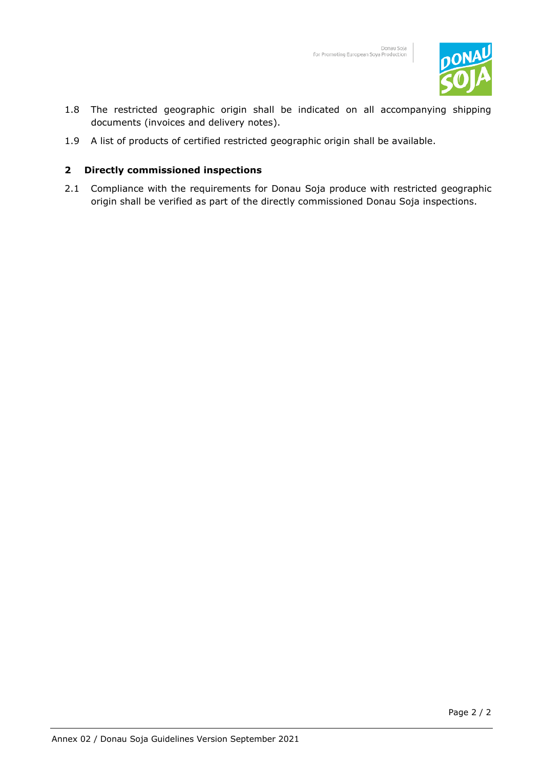1.8 The restricted geographic origin shall be indicated on all accompanying shipping documents (invoices and delivery notes).

1.9 A list of products of certified restricted geographic origin shall be available.

## 2 Directly commissioned inspections

2.1 Compliance with the requirements for Donau Soja produce with restricted geographic origin shall be verified as part of the directly commissioned Donau Soja inspections.